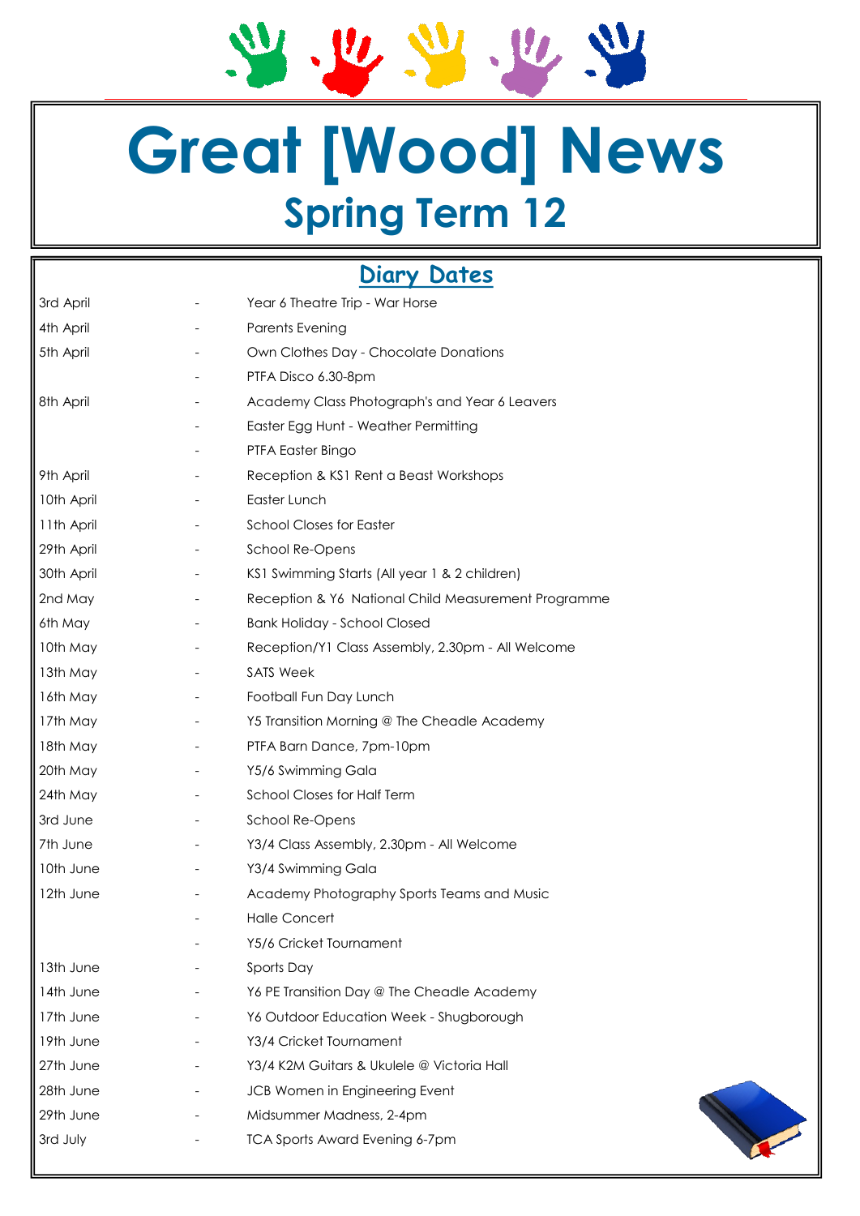# Great [Wood] News

## Spring Term 12

### Diary Dates

| | | |
|---|---|---|
| 3rd April | - | Year 6 Theatre Trip - War Horse |
| 4th April | - | Parents Evening |
| 5th April | - | Own Clothes Day - Chocolate Donations |
| | - | PTFA Disco 6.30-8pm |
| 8th April | - | Academy Class Photograph's and Year 6 Leavers |
| | - | Easter Egg Hunt - Weather Permitting |
| | - | PTFA Easter Bingo |
| 9th April | - | Reception & KS1 Rent a Beast Workshops |
| 10th April | - | Easter Lunch |
| 11th April | - | School Closes for Easter |
| 29th April | - | School Re-Opens |
| 30th April | - | KS1 Swimming Starts (All year 1 & 2 children) |
| 2nd May | - | Reception & Y6 National Child Measurement Programme |
| 6th May | - | Bank Holiday - School Closed |
| 10th May | - | Reception/Y1 Class Assembly, 2.30pm - All Welcome |
| 13th May | - | SATS Week |
| 16th May | - | Football Fun Day Lunch |
| 17th May | - | Y5 Transition Morning @ The Cheadle Academy |
| 18th May | - | PTFA Barn Dance, 7pm-10pm |
| 20th May | - | Y5/6 Swimming Gala |
| 24th May | - | School Closes for Half Term |
| 3rd June | - | School Re-Opens |
| 7th June | - | Y3/4 Class Assembly, 2.30pm - All Welcome |
| 10th June | - | Y3/4 Swimming Gala |
| 12th June | - | Academy Photography Sports Teams and Music |
| | - | Halle Concert |
| | - | Y5/6 Cricket Tournament |
| 13th June | - | Sports Day |
| 14th June | - | Y6 PE Transition Day @ The Cheadle Academy |
| 17th June | - | Y6 Outdoor Education Week - Shugborough |
| 19th June | - | Y3/4 Cricket Tournament |
| 27th June | - | Y3/4 K2M Guitars & Ukulele @ Victoria Hall |
| 28th June | - | JCB Women in Engineering Event |
| 29th June | - | Midsummer Madness, 2-4pm |
| 3rd July | - | TCA Sports Award Evening 6-7pm |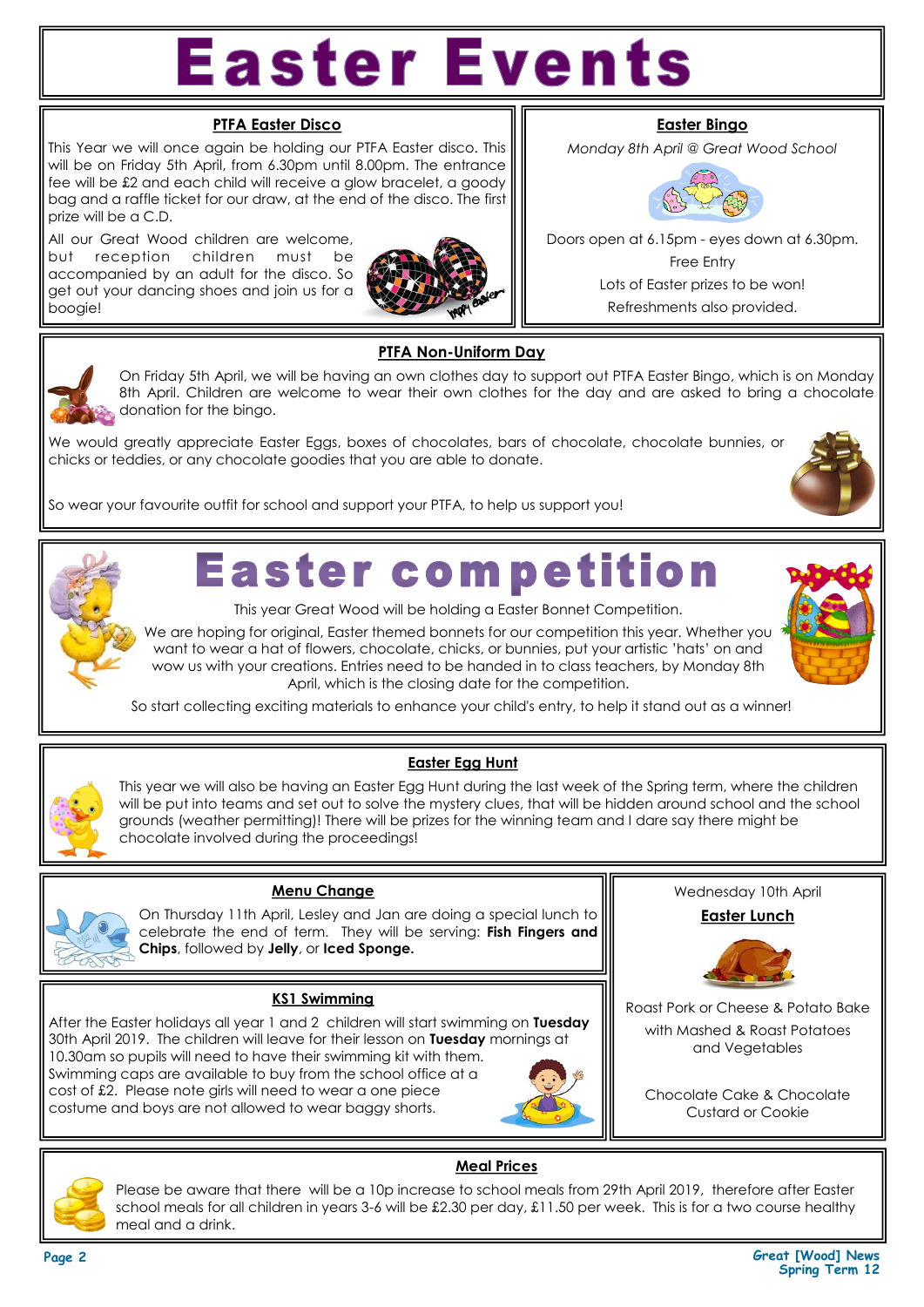# Easter Events

## PTFA Easter Disco

This Year we will once again be holding our PTFA Easter disco. This will be on Friday 5th April, from 6.30pm until 8.00pm. The entrance fee will be £2 and each child will receive a glow bracelet, a goody bag and a raffle ticket for our draw, at the end of the disco. The first prize will be a C.D.

All our Great Wood children are welcome, but reception children must be accompanied by an adult for the disco. So get out your dancing shoes and join us for a boogie!

## Easter Bingo

*Monday 8th April @ Great Wood School*

Doors open at 6.15pm - eyes down at 6.30pm.

Free Entry

Lots of Easter prizes to be won!

Refreshments also provided.

## PTFA Non-Uniform Day

On Friday 5th April, we will be having an own clothes day to support out PTFA Easter Bingo, which is on Monday 8th April. Children are welcome to wear their own clothes for the day and are asked to bring a chocolate donation for the bingo.

We would greatly appreciate Easter Eggs, boxes of chocolates, bars of chocolate, chocolate bunnies, or chicks or teddies, or any chocolate goodies that you are able to donate.

So wear your favourite outfit for school and support your PTFA, to help us support you!

# Easter competition

This year Great Wood will be holding a Easter Bonnet Competition.

We are hoping for original, Easter themed bonnets for our competition this year. Whether you want to wear a hat of flowers, chocolate, chicks, or bunnies, put your artistic 'hats' on and wow us with your creations. Entries need to be handed in to class teachers, by Monday 8th April, which is the closing date for the competition.

So start collecting exciting materials to enhance your child's entry, to help it stand out as a winner!

## Easter Egg Hunt

This year we will also be having an Easter Egg Hunt during the last week of the Spring term, where the children will be put into teams and set out to solve the mystery clues, that will be hidden around school and the school grounds (weather permitting)! There will be prizes for the winning team and I dare say there might be chocolate involved during the proceedings!

## Menu Change

On Thursday 11th April, Lesley and Jan are doing a special lunch to celebrate the end of term. They will be serving: **Fish Fingers and Chips**, followed by **Jelly**, or **Iced Sponge.**

## KS1 Swimming

After the Easter holidays all year 1 and 2 children will start swimming on **Tuesday** 30th April 2019. The children will leave for their lesson on **Tuesday** mornings at 10.30am so pupils will need to have their swimming kit with them. Swimming caps are available to buy from the school office at a cost of £2. Please note girls will need to wear a one piece costume and boys are not allowed to wear baggy shorts.

Wednesday 10th April

## Easter Lunch

Roast Pork or Cheese & Potato Bake

with Mashed & Roast Potatoes and Vegetables

Chocolate Cake & Chocolate Custard or Cookie

## Meal Prices

Please be aware that there will be a 10p increase to school meals from 29th April 2019, therefore after Easter school meals for all children in years 3-6 will be £2.30 per day, £11.50 per week. This is for a two course healthy meal and a drink.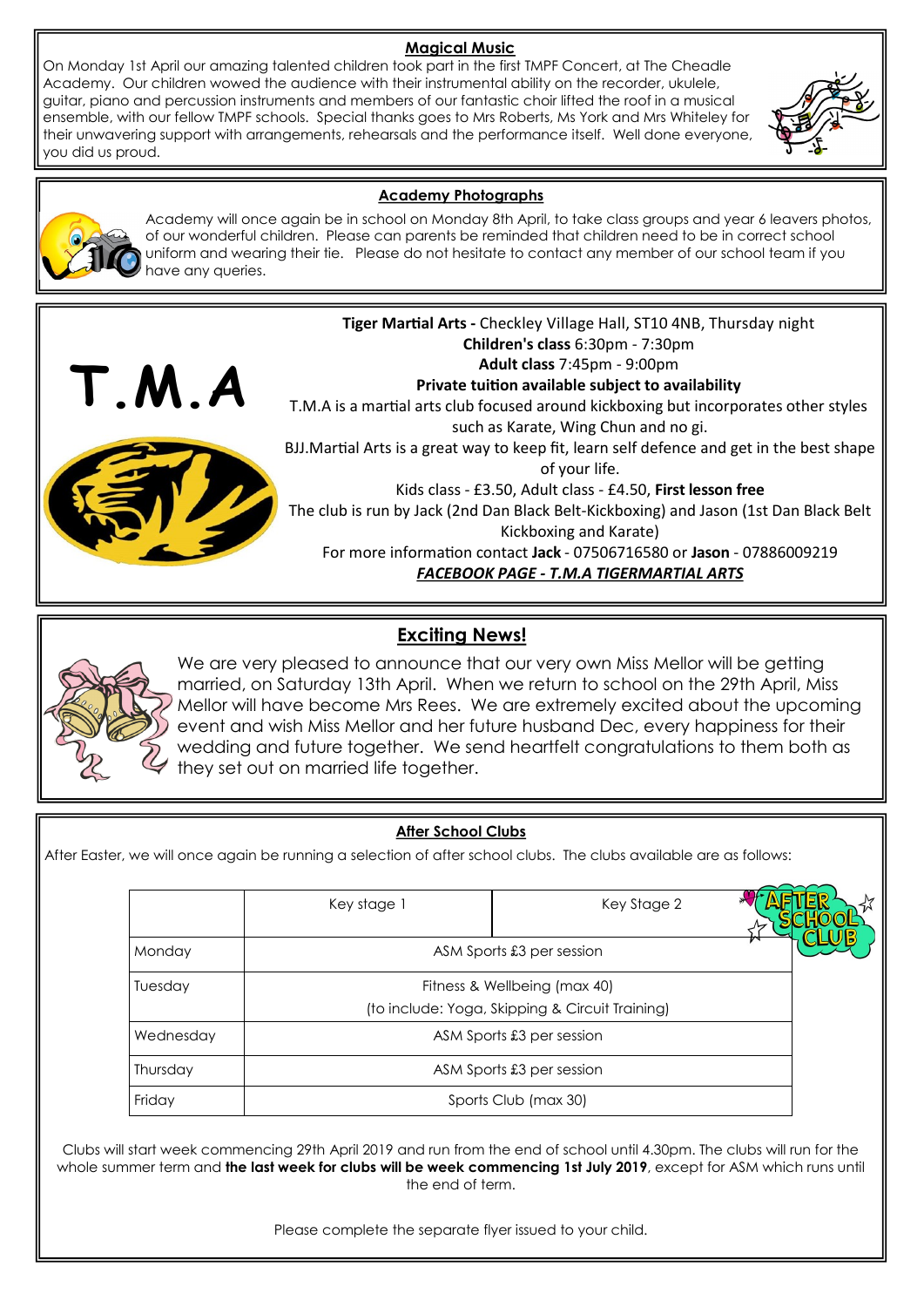## Magical Music

On Monday 1st April our amazing talented children took part in the first TMPF Concert, at The Cheadle Academy. Our children wowed the audience with their instrumental ability on the recorder, ukulele, guitar, piano and percussion instruments and members of our fantastic choir lifted the roof in a musical ensemble, with our fellow TMPF schools. Special thanks goes to Mrs Roberts, Ms York and Mrs Whiteley for their unwavering support with arrangements, rehearsals and the performance itself. Well done everyone, you did us proud.

## Academy Photographs

Academy will once again be in school on Monday 8th April, to take class groups and year 6 leavers photos, of our wonderful children. Please can parents be reminded that children need to be in correct school uniform and wearing their tie. Please do not hesitate to contact any member of our school team if you have any queries.

## T.M.A

**Tiger Martial Arts -** Checkley Village Hall, ST10 4NB, Thursday night

**Children's class** 6:30pm - 7:30pm

**Adult class** 7:45pm - 9:00pm

**Private tuition available subject to availability**

T.M.A is a martial arts club focused around kickboxing but incorporates other styles such as Karate, Wing Chun and no gi.

BJJ.Martial Arts is a great way to keep fit, learn self defence and get in the best shape of your life.

Kids class - £3.50, Adult class - £4.50, **First lesson free**

The club is run by Jack (2nd Dan Black Belt-Kickboxing) and Jason (1st Dan Black Belt Kickboxing and Karate)

For more information contact **Jack** - 07506716580 or **Jason** - 07886009219

***FACEBOOK PAGE - T.M.A TIGERMARTIAL ARTS***

## Exciting News!

We are very pleased to announce that our very own Miss Mellor will be getting married, on Saturday 13th April. When we return to school on the 29th April, Miss Mellor will have become Mrs Rees. We are extremely excited about the upcoming event and wish Miss Mellor and her future husband Dec, every happiness for their wedding and future together. We send heartfelt congratulations to them both as they set out on married life together.

## After School Clubs

After Easter, we will once again be running a selection of after school clubs. The clubs available are as follows:

| | Key stage 1 | Key Stage 2 |
|---|---|---|
| Monday | ASM Sports £3 per session | |
| Tuesday | Fitness & Wellbeing (max 40) (to include: Yoga, Skipping & Circuit Training) | |
| Wednesday | ASM Sports £3 per session | |
| Thursday | ASM Sports £3 per session | |
| Friday | Sports Club (max 30) | |

Clubs will start week commencing 29th April 2019 and run from the end of school until 4.30pm. The clubs will run for the whole summer term and **the last week for clubs will be week commencing 1st July 2019**, except for ASM which runs until the end of term.

Please complete the separate flyer issued to your child.